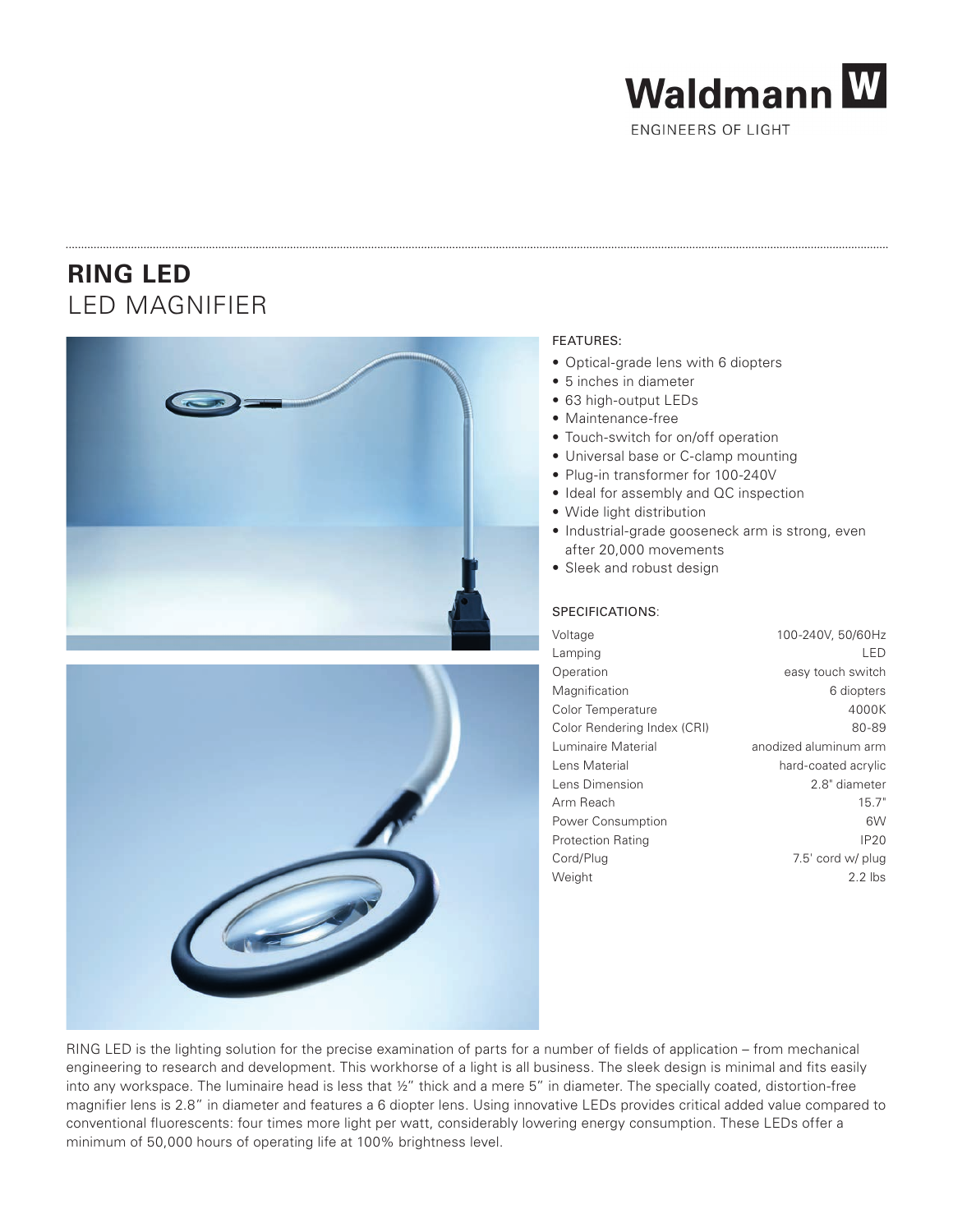Waldmann W

ENGINEERS OF LIGHT

# RING LED

## LED MAGNIFIER

FEATURES:

- Optical-grade lens with 6 diopters
- 5 inches in diameter
- 63 high-output LEDs
- Maintenance-free
- Touch-switch for on/off operation
- Universal base or C-clamp mounting
- Plug-in transformer for 100-240V
- Ideal for assembly and QC inspection
- Wide light distribution
- Industrial-grade gooseneck arm is strong, even after 20,000 movements
- Sleek and robust design

SPECIFICATIONS:

| | |
|---|---|
| Voltage | 100-240V, 50/60Hz |
| Lamping | LED |
| Operation | easy touch switch |
| Magnification | 6 diopters |
| Color Temperature | 4000K |
| Color Rendering Index (CRI) | 80-89 |
| Luminaire Material | anodized aluminum arm |
| Lens Material | hard-coated acrylic |
| Lens Dimension | 2.8" diameter |
| Arm Reach | 15.7" |
| Power Consumption | 6W |
| Protection Rating | IP20 |
| Cord/Plug | 7.5' cord w/ plug |
| Weight | 2.2 lbs |

RING LED is the lighting solution for the precise examination of parts for a number of fields of application – from mechanical engineering to research and development. This workhorse of a light is all business. The sleek design is minimal and fits easily into any workspace. The luminaire head is less that ½" thick and a mere 5" in diameter. The specially coated, distortion-free magnifier lens is 2.8" in diameter and features a 6 diopter lens. Using innovative LEDs provides critical added value compared to conventional fluorescents: four times more light per watt, considerably lowering energy consumption. These LEDs offer a minimum of 50,000 hours of operating life at 100% brightness level.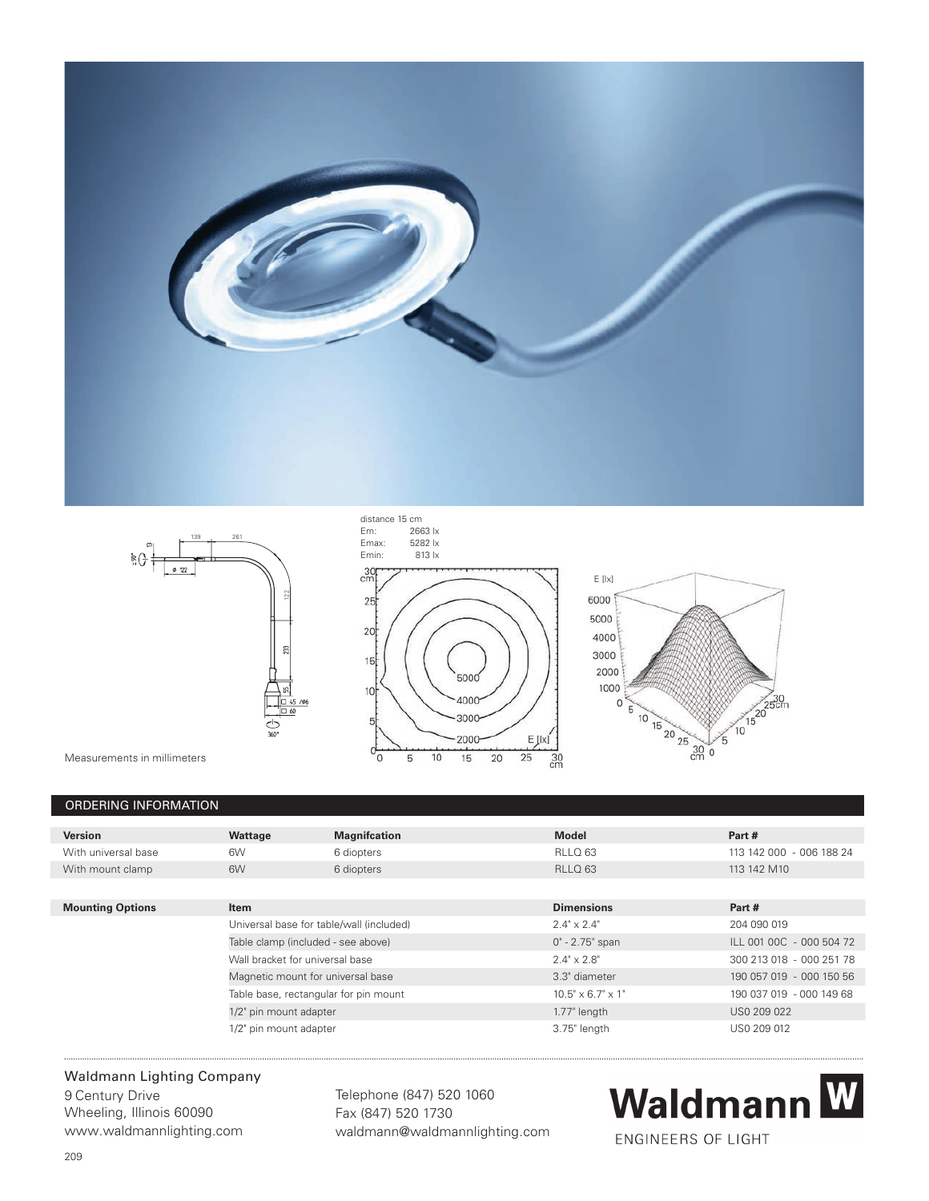Measurements in millimeters

distance 15 cm
Em: 2663 lx
Emax: 5282 lx
Emin: 813 lx

## ORDERING INFORMATION

| Version | Wattage | Magnifcation | Model | Part # |
|---|---|---|---|---|
| With universal base | 6W | 6 diopters | RLLQ 63 | 113 142 000 - 006 188 24 |
| With mount clamp | 6W | 6 diopters | RLLQ 63 | 113 142 M10 |

| Mounting Options | Item | Dimensions | Part # |
|---|---|---|---|
| | Universal base for table/wall (included) | 2.4" x 2.4" | 204 090 019 |
| | Table clamp (included - see above) | 0" - 2.75" span | ILL 001 00C - 000 504 72 |
| | Wall bracket for universal base | 2.4" x 2.8" | 300 213 018 - 000 251 78 |
| | Magnetic mount for universal base | 3.3" diameter | 190 057 019 - 000 150 56 |
| | Table base, rectangular for pin mount | 10.5" x 6.7" x 1" | 190 037 019 - 000 149 68 |
| | 1/2" pin mount adapter | 1.77" length | US0 209 022 |
| | 1/2" pin mount adapter | 3.75" length | US0 209 012 |

Waldmann Lighting Company
9 Century Drive
Wheeling, Illinois 60090
www.waldmannlighting.com

Telephone (847) 520 1060
Fax (847) 520 1730
waldmann@waldmannlighting.com

Waldmann W
ENGINEERS OF LIGHT